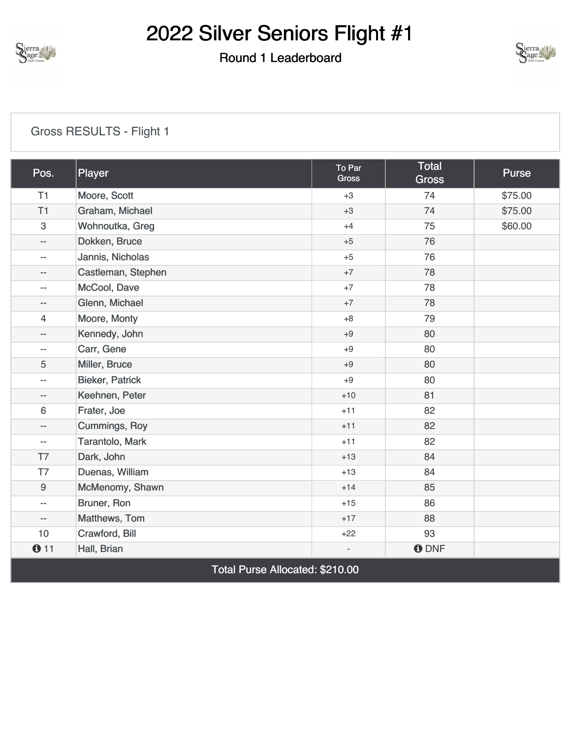# 2022 Silver Seniors Flight #1

## Round 1 Leaderboard

Gross RESULTS - Flight 1

| Pos. | Player | To Par Gross | Total Gross | Purse |
|---|---|---|---|---|
| T1 | Moore, Scott | +3 | 74 | $75.00 |
| T1 | Graham, Michael | +3 | 74 | $75.00 |
| 3 | Wohnoutka, Greg | +4 | 75 | $60.00 |
| -- | Dokken, Bruce | +5 | 76 | |
| -- | Jannis, Nicholas | +5 | 76 | |
| -- | Castleman, Stephen | +7 | 78 | |
| -- | McCool, Dave | +7 | 78 | |
| -- | Glenn, Michael | +7 | 78 | |
| 4 | Moore, Monty | +8 | 79 | |
| -- | Kennedy, John | +9 | 80 | |
| -- | Carr, Gene | +9 | 80 | |
| 5 | Miller, Bruce | +9 | 80 | |
| -- | Bieker, Patrick | +9 | 80 | |
| -- | Keehnen, Peter | +10 | 81 | |
| 6 | Frater, Joe | +11 | 82 | |
| -- | Cummings, Roy | +11 | 82 | |
| -- | Tarantolo, Mark | +11 | 82 | |
| T7 | Dark, John | +13 | 84 | |
| T7 | Duenas, William | +13 | 84 | |
| 9 | McMenomy, Shawn | +14 | 85 | |
| -- | Bruner, Ron | +15 | 86 | |
| -- | Matthews, Tom | +17 | 88 | |
| 10 | Crawford, Bill | +22 | 93 | |
| 11 | Hall, Brian | - | DNF | |

Total Purse Allocated: $210.00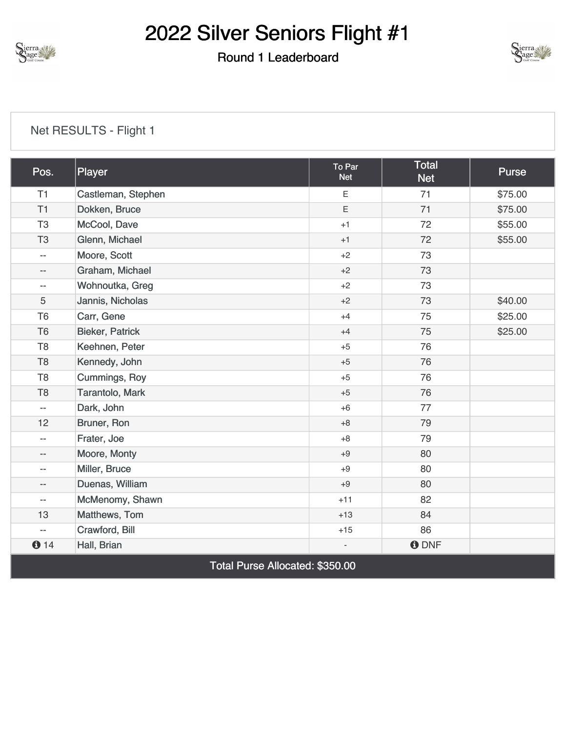# 2022 Silver Seniors Flight #1

## Round 1 Leaderboard

Net RESULTS - Flight 1

| Pos. | Player | To Par Net | Total Net | Purse |
| --- | --- | --- | --- | --- |
| T1 | Castleman, Stephen | E | 71 | $75.00 |
| T1 | Dokken, Bruce | E | 71 | $75.00 |
| T3 | McCool, Dave | +1 | 72 | $55.00 |
| T3 | Glenn, Michael | +1 | 72 | $55.00 |
| -- | Moore, Scott | +2 | 73 | |
| -- | Graham, Michael | +2 | 73 | |
| -- | Wohnoutka, Greg | +2 | 73 | |
| 5 | Jannis, Nicholas | +2 | 73 | $40.00 |
| T6 | Carr, Gene | +4 | 75 | $25.00 |
| T6 | Bieker, Patrick | +4 | 75 | $25.00 |
| T8 | Keehnen, Peter | +5 | 76 | |
| T8 | Kennedy, John | +5 | 76 | |
| T8 | Cummings, Roy | +5 | 76 | |
| T8 | Tarantolo, Mark | +5 | 76 | |
| -- | Dark, John | +6 | 77 | |
| 12 | Bruner, Ron | +8 | 79 | |
| -- | Frater, Joe | +8 | 79 | |
| -- | Moore, Monty | +9 | 80 | |
| -- | Miller, Bruce | +9 | 80 | |
| -- | Duenas, William | +9 | 80 | |
| -- | McMenomy, Shawn | +11 | 82 | |
| 13 | Matthews, Tom | +13 | 84 | |
| -- | Crawford, Bill | +15 | 86 | |
| 14 | Hall, Brian | - | DNF | |

Total Purse Allocated: $350.00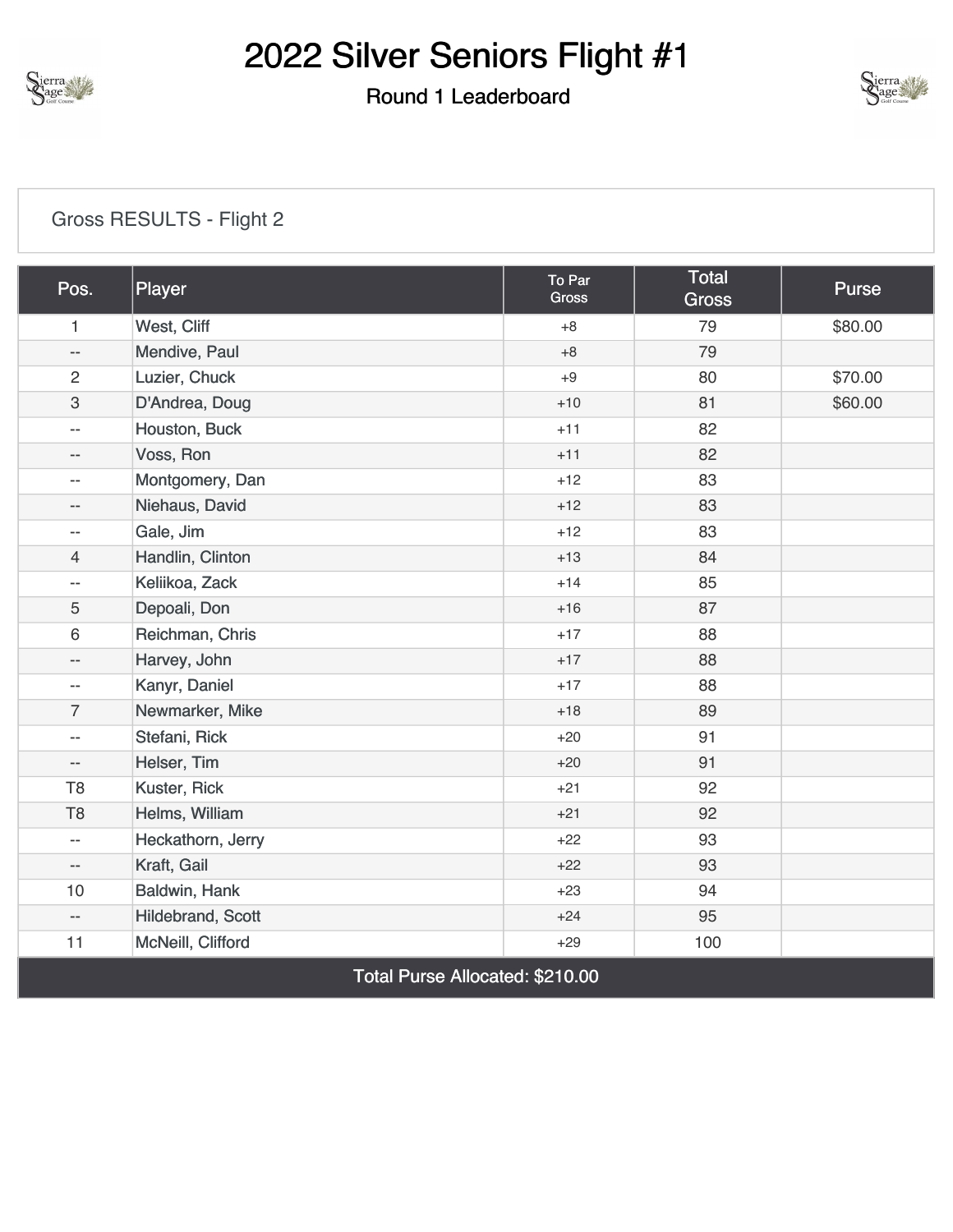# 2022 Silver Seniors Flight #1

## Round 1 Leaderboard

Gross RESULTS - Flight 2

| Pos. | Player | To Par Gross | Total Gross | Purse |
|---|---|---|---|---|
| 1 | West, Cliff | +8 | 79 | $80.00 |
| -- | Mendive, Paul | +8 | 79 | |
| 2 | Luzier, Chuck | +9 | 80 | $70.00 |
| 3 | D'Andrea, Doug | +10 | 81 | $60.00 |
| -- | Houston, Buck | +11 | 82 | |
| -- | Voss, Ron | +11 | 82 | |
| -- | Montgomery, Dan | +12 | 83 | |
| -- | Niehaus, David | +12 | 83 | |
| -- | Gale, Jim | +12 | 83 | |
| 4 | Handlin, Clinton | +13 | 84 | |
| -- | Keliikoa, Zack | +14 | 85 | |
| 5 | Depoali, Don | +16 | 87 | |
| 6 | Reichman, Chris | +17 | 88 | |
| -- | Harvey, John | +17 | 88 | |
| -- | Kanyr, Daniel | +17 | 88 | |
| 7 | Newmarker, Mike | +18 | 89 | |
| -- | Stefani, Rick | +20 | 91 | |
| -- | Helser, Tim | +20 | 91 | |
| T8 | Kuster, Rick | +21 | 92 | |
| T8 | Helms, William | +21 | 92 | |
| -- | Heckathorn, Jerry | +22 | 93 | |
| -- | Kraft, Gail | +22 | 93 | |
| 10 | Baldwin, Hank | +23 | 94 | |
| -- | Hildebrand, Scott | +24 | 95 | |
| 11 | McNeill, Clifford | +29 | 100 | |
| Total Purse Allocated: $210.00 | | | | |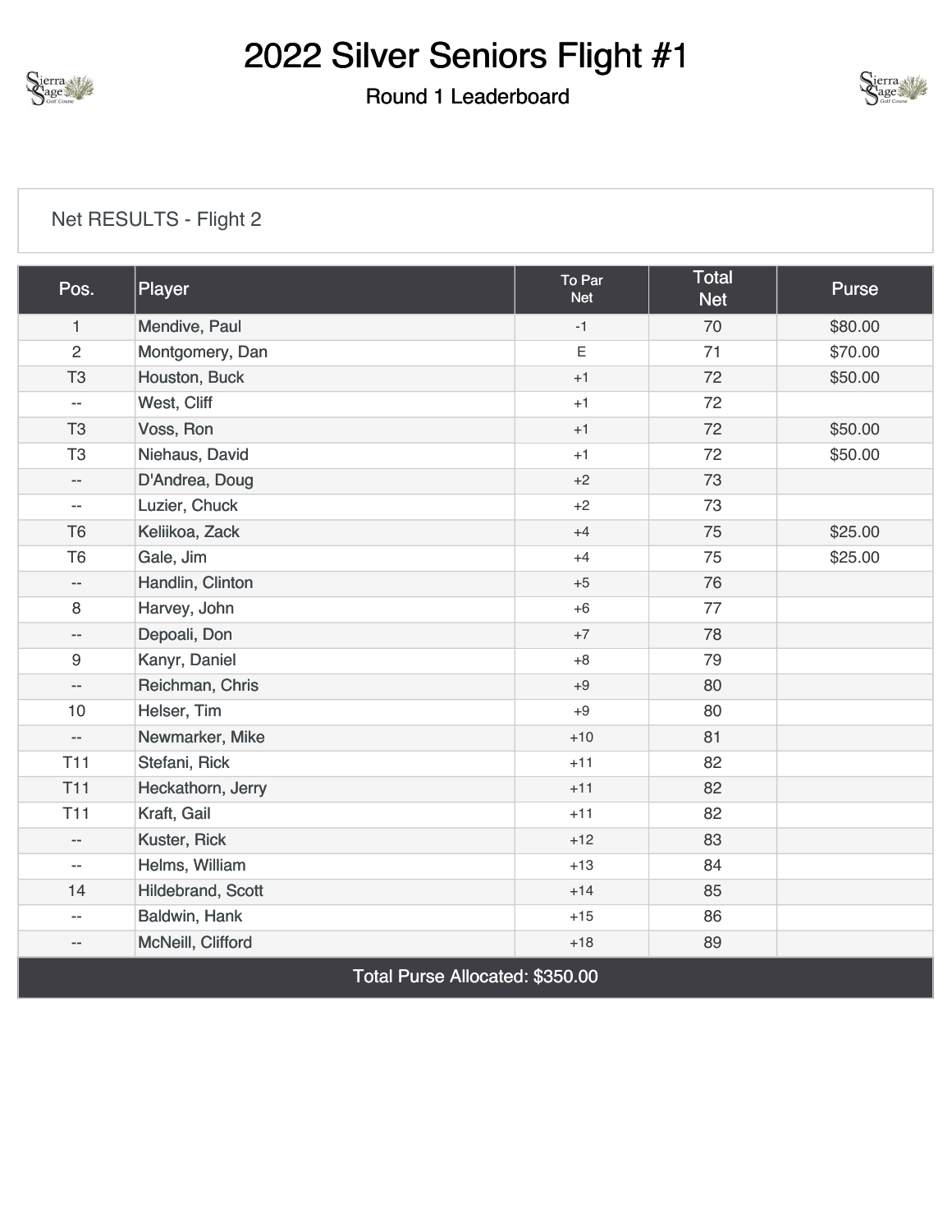# 2022 Silver Seniors Flight #1

## Round 1 Leaderboard

Net RESULTS - Flight 2

| Pos. | Player | To Par Net | Total Net | Purse |
|---|---|---|---|---|
| 1 | Mendive, Paul | -1 | 70 | $80.00 |
| 2 | Montgomery, Dan | E | 71 | $70.00 |
| T3 | Houston, Buck | +1 | 72 | $50.00 |
| -- | West, Cliff | +1 | 72 | |
| T3 | Voss, Ron | +1 | 72 | $50.00 |
| T3 | Niehaus, David | +1 | 72 | $50.00 |
| -- | D'Andrea, Doug | +2 | 73 | |
| -- | Luzier, Chuck | +2 | 73 | |
| T6 | Keliikoa, Zack | +4 | 75 | $25.00 |
| T6 | Gale, Jim | +4 | 75 | $25.00 |
| -- | Handlin, Clinton | +5 | 76 | |
| 8 | Harvey, John | +6 | 77 | |
| -- | Depoali, Don | +7 | 78 | |
| 9 | Kanyr, Daniel | +8 | 79 | |
| -- | Reichman, Chris | +9 | 80 | |
| 10 | Helser, Tim | +9 | 80 | |
| -- | Newmarker, Mike | +10 | 81 | |
| T11 | Stefani, Rick | +11 | 82 | |
| T11 | Heckathorn, Jerry | +11 | 82 | |
| T11 | Kraft, Gail | +11 | 82 | |
| -- | Kuster, Rick | +12 | 83 | |
| -- | Helms, William | +13 | 84 | |
| 14 | Hildebrand, Scott | +14 | 85 | |
| -- | Baldwin, Hank | +15 | 86 | |
| -- | McNeill, Clifford | +18 | 89 | |

Total Purse Allocated: $350.00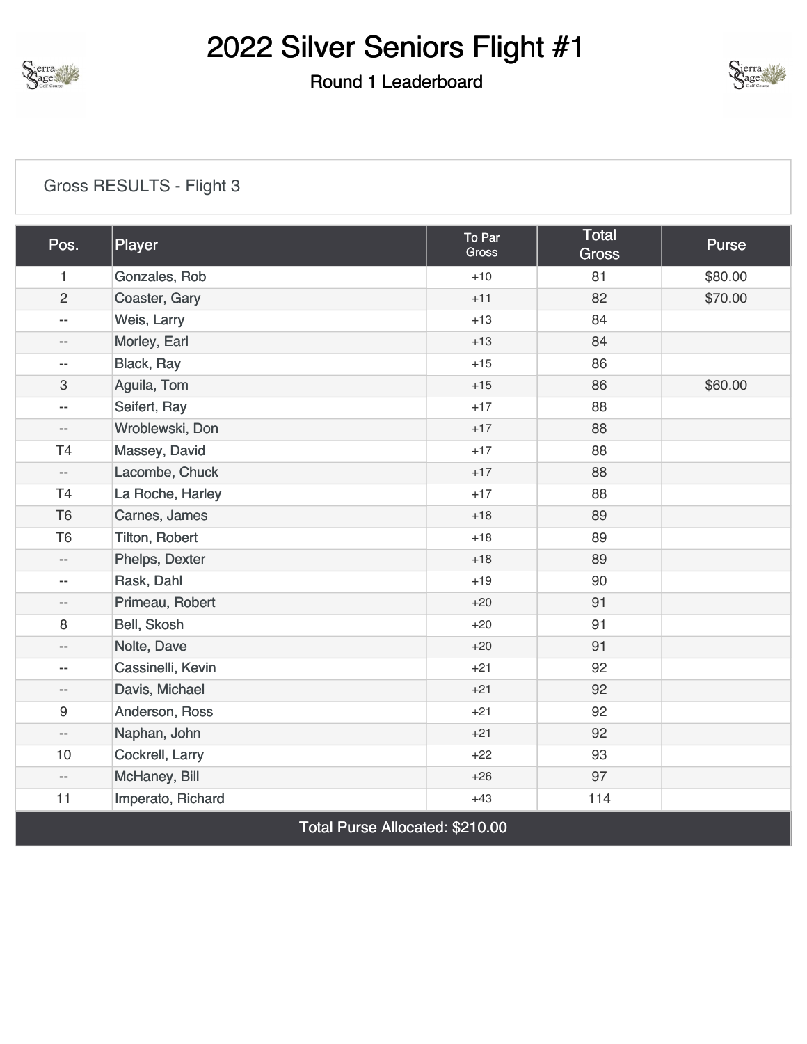# 2022 Silver Seniors Flight #1

## Round 1 Leaderboard

Gross RESULTS - Flight 3

| Pos. | Player | To Par Gross | Total Gross | Purse |
|---|---|---|---|---|
| 1 | Gonzales, Rob | +10 | 81 | $80.00 |
| 2 | Coaster, Gary | +11 | 82 | $70.00 |
| -- | Weis, Larry | +13 | 84 | |
| -- | Morley, Earl | +13 | 84 | |
| -- | Black, Ray | +15 | 86 | |
| 3 | Aguila, Tom | +15 | 86 | $60.00 |
| -- | Seifert, Ray | +17 | 88 | |
| -- | Wroblewski, Don | +17 | 88 | |
| T4 | Massey, David | +17 | 88 | |
| -- | Lacombe, Chuck | +17 | 88 | |
| T4 | La Roche, Harley | +17 | 88 | |
| T6 | Carnes, James | +18 | 89 | |
| T6 | Tilton, Robert | +18 | 89 | |
| -- | Phelps, Dexter | +18 | 89 | |
| -- | Rask, Dahl | +19 | 90 | |
| -- | Primeau, Robert | +20 | 91 | |
| 8 | Bell, Skosh | +20 | 91 | |
| -- | Nolte, Dave | +20 | 91 | |
| -- | Cassinelli, Kevin | +21 | 92 | |
| -- | Davis, Michael | +21 | 92 | |
| 9 | Anderson, Ross | +21 | 92 | |
| -- | Naphan, John | +21 | 92 | |
| 10 | Cockrell, Larry | +22 | 93 | |
| -- | McHaney, Bill | +26 | 97 | |
| 11 | Imperato, Richard | +43 | 114 | |

Total Purse Allocated: $210.00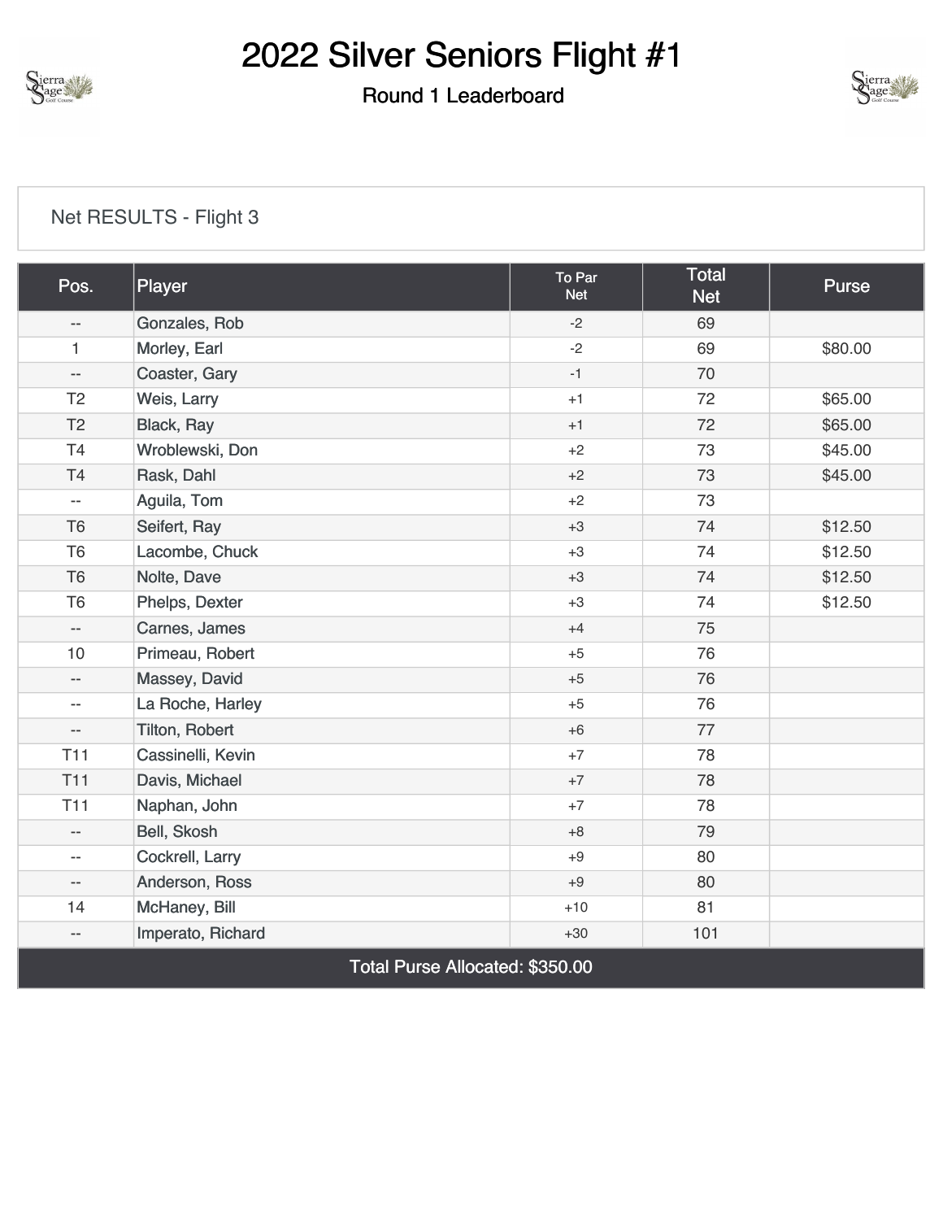# 2022 Silver Seniors Flight #1

## Round 1 Leaderboard

Net RESULTS - Flight 3

| Pos. | Player | To Par Net | Total Net | Purse |
|---|---|---|---|---|
| -- | Gonzales, Rob | -2 | 69 | |
| 1 | Morley, Earl | -2 | 69 | $80.00 |
| -- | Coaster, Gary | -1 | 70 | |
| T2 | Weis, Larry | +1 | 72 | $65.00 |
| T2 | Black, Ray | +1 | 72 | $65.00 |
| T4 | Wroblewski, Don | +2 | 73 | $45.00 |
| T4 | Rask, Dahl | +2 | 73 | $45.00 |
| -- | Aguila, Tom | +2 | 73 | |
| T6 | Seifert, Ray | +3 | 74 | $12.50 |
| T6 | Lacombe, Chuck | +3 | 74 | $12.50 |
| T6 | Nolte, Dave | +3 | 74 | $12.50 |
| T6 | Phelps, Dexter | +3 | 74 | $12.50 |
| -- | Carnes, James | +4 | 75 | |
| 10 | Primeau, Robert | +5 | 76 | |
| -- | Massey, David | +5 | 76 | |
| -- | La Roche, Harley | +5 | 76 | |
| -- | Tilton, Robert | +6 | 77 | |
| T11 | Cassinelli, Kevin | +7 | 78 | |
| T11 | Davis, Michael | +7 | 78 | |
| T11 | Naphan, John | +7 | 78 | |
| -- | Bell, Skosh | +8 | 79 | |
| -- | Cockrell, Larry | +9 | 80 | |
| -- | Anderson, Ross | +9 | 80 | |
| 14 | McHaney, Bill | +10 | 81 | |
| -- | Imperato, Richard | +30 | 101 | |

Total Purse Allocated: $350.00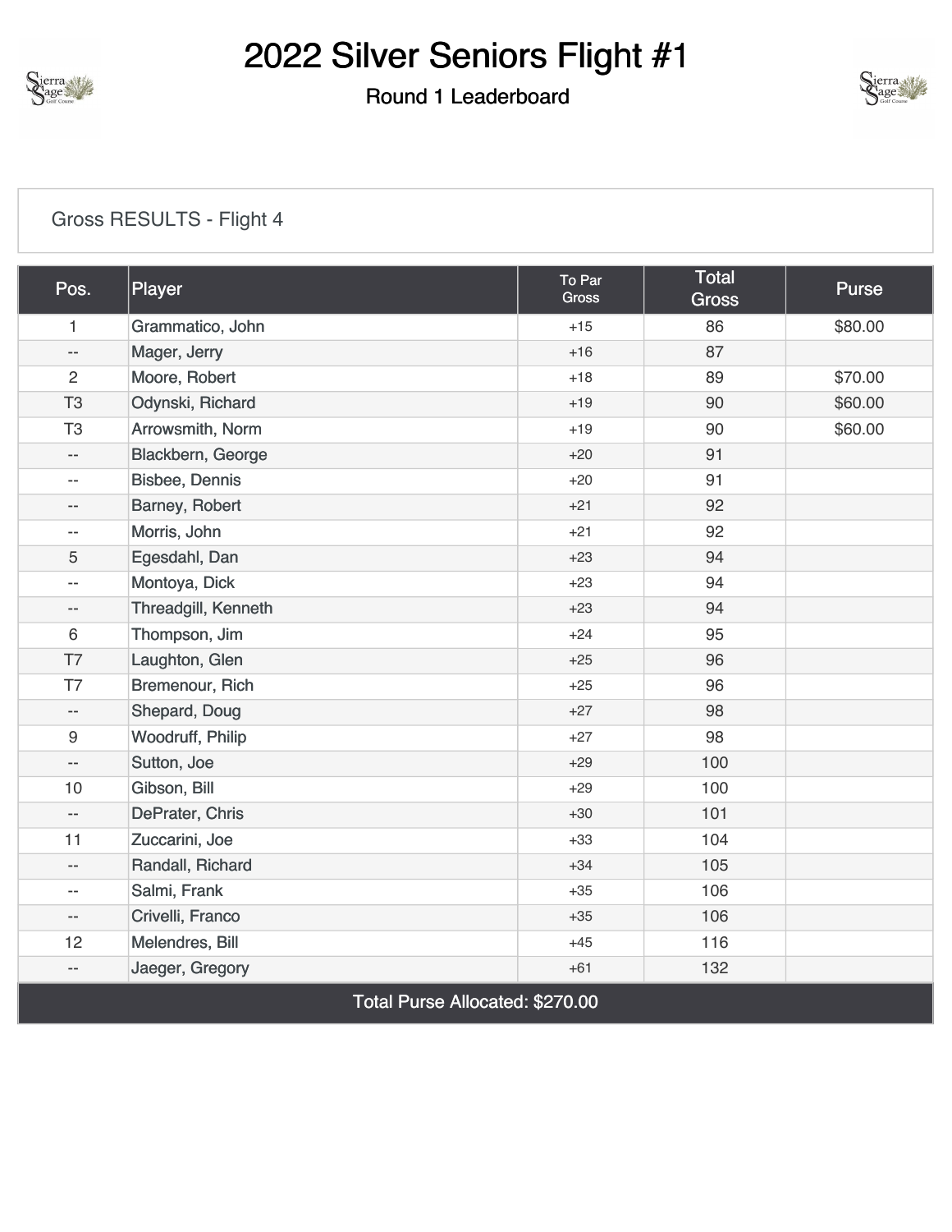# 2022 Silver Seniors Flight #1

## Round 1 Leaderboard

Gross RESULTS - Flight 4

| Pos. | Player | To Par Gross | Total Gross | Purse |
|---|---|---|---|---|
| 1 | Grammatico, John | +15 | 86 | $80.00 |
| -- | Mager, Jerry | +16 | 87 | |
| 2 | Moore, Robert | +18 | 89 | $70.00 |
| T3 | Odynski, Richard | +19 | 90 | $60.00 |
| T3 | Arrowsmith, Norm | +19 | 90 | $60.00 |
| -- | Blackbern, George | +20 | 91 | |
| -- | Bisbee, Dennis | +20 | 91 | |
| -- | Barney, Robert | +21 | 92 | |
| -- | Morris, John | +21 | 92 | |
| 5 | Egesdahl, Dan | +23 | 94 | |
| -- | Montoya, Dick | +23 | 94 | |
| -- | Threadgill, Kenneth | +23 | 94 | |
| 6 | Thompson, Jim | +24 | 95 | |
| T7 | Laughton, Glen | +25 | 96 | |
| T7 | Bremenour, Rich | +25 | 96 | |
| -- | Shepard, Doug | +27 | 98 | |
| 9 | Woodruff, Philip | +27 | 98 | |
| -- | Sutton, Joe | +29 | 100 | |
| 10 | Gibson, Bill | +29 | 100 | |
| -- | DePrater, Chris | +30 | 101 | |
| 11 | Zuccarini, Joe | +33 | 104 | |
| -- | Randall, Richard | +34 | 105 | |
| -- | Salmi, Frank | +35 | 106 | |
| -- | Crivelli, Franco | +35 | 106 | |
| 12 | Melendres, Bill | +45 | 116 | |
| -- | Jaeger, Gregory | +61 | 132 | |
| Total Purse Allocated: $270.00 | | | | |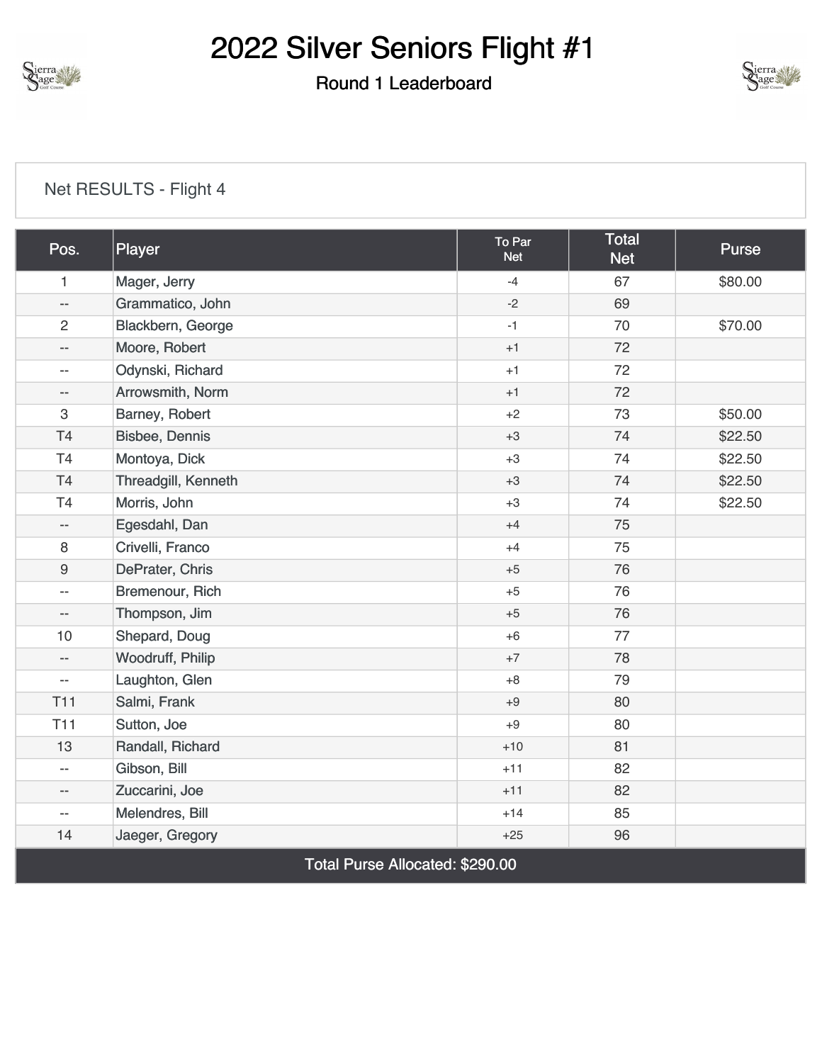# 2022 Silver Seniors Flight #1

## Round 1 Leaderboard

Net RESULTS - Flight 4

| Pos. | Player | To Par Net | Total Net | Purse |
|---|---|---|---|---|
| 1 | Mager, Jerry | -4 | 67 | $80.00 |
| -- | Grammatico, John | -2 | 69 | |
| 2 | Blackbern, George | -1 | 70 | $70.00 |
| -- | Moore, Robert | +1 | 72 | |
| -- | Odynski, Richard | +1 | 72 | |
| -- | Arrowsmith, Norm | +1 | 72 | |
| 3 | Barney, Robert | +2 | 73 | $50.00 |
| T4 | Bisbee, Dennis | +3 | 74 | $22.50 |
| T4 | Montoya, Dick | +3 | 74 | $22.50 |
| T4 | Threadgill, Kenneth | +3 | 74 | $22.50 |
| T4 | Morris, John | +3 | 74 | $22.50 |
| -- | Egesdahl, Dan | +4 | 75 | |
| 8 | Crivelli, Franco | +4 | 75 | |
| 9 | DePrater, Chris | +5 | 76 | |
| -- | Bremenour, Rich | +5 | 76 | |
| -- | Thompson, Jim | +5 | 76 | |
| 10 | Shepard, Doug | +6 | 77 | |
| -- | Woodruff, Philip | +7 | 78 | |
| -- | Laughton, Glen | +8 | 79 | |
| T11 | Salmi, Frank | +9 | 80 | |
| T11 | Sutton, Joe | +9 | 80 | |
| 13 | Randall, Richard | +10 | 81 | |
| -- | Gibson, Bill | +11 | 82 | |
| -- | Zuccarini, Joe | +11 | 82 | |
| -- | Melendres, Bill | +14 | 85 | |
| 14 | Jaeger, Gregory | +25 | 96 | |
| Total Purse Allocated: $290.00 | | | | |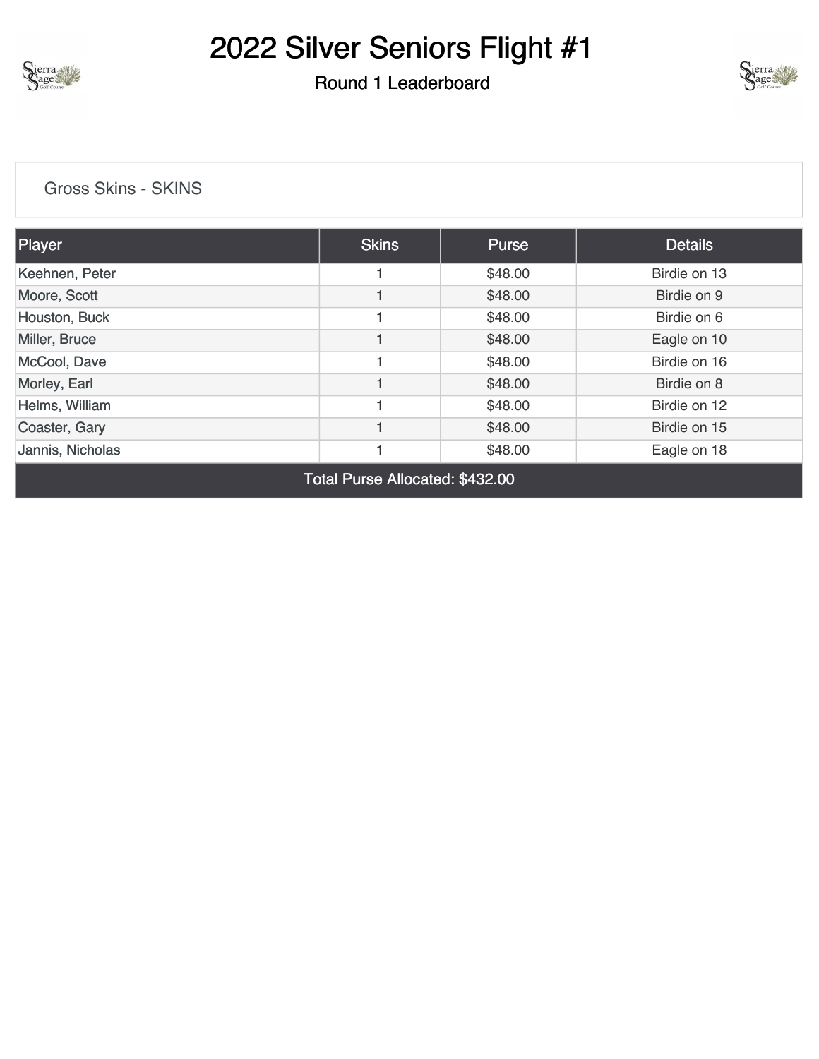# 2022 Silver Seniors Flight #1

## Round 1 Leaderboard

Gross Skins - SKINS

| Player | Skins | Purse | Details |
|---|---|---|---|
| Keehnen, Peter | 1 | $48.00 | Birdie on 13 |
| Moore, Scott | 1 | $48.00 | Birdie on 9 |
| Houston, Buck | 1 | $48.00 | Birdie on 6 |
| Miller, Bruce | 1 | $48.00 | Eagle on 10 |
| McCool, Dave | 1 | $48.00 | Birdie on 16 |
| Morley, Earl | 1 | $48.00 | Birdie on 8 |
| Helms, William | 1 | $48.00 | Birdie on 12 |
| Coaster, Gary | 1 | $48.00 | Birdie on 15 |
| Jannis, Nicholas | 1 | $48.00 | Eagle on 18 |
| Total Purse Allocated: $432.00 | | | |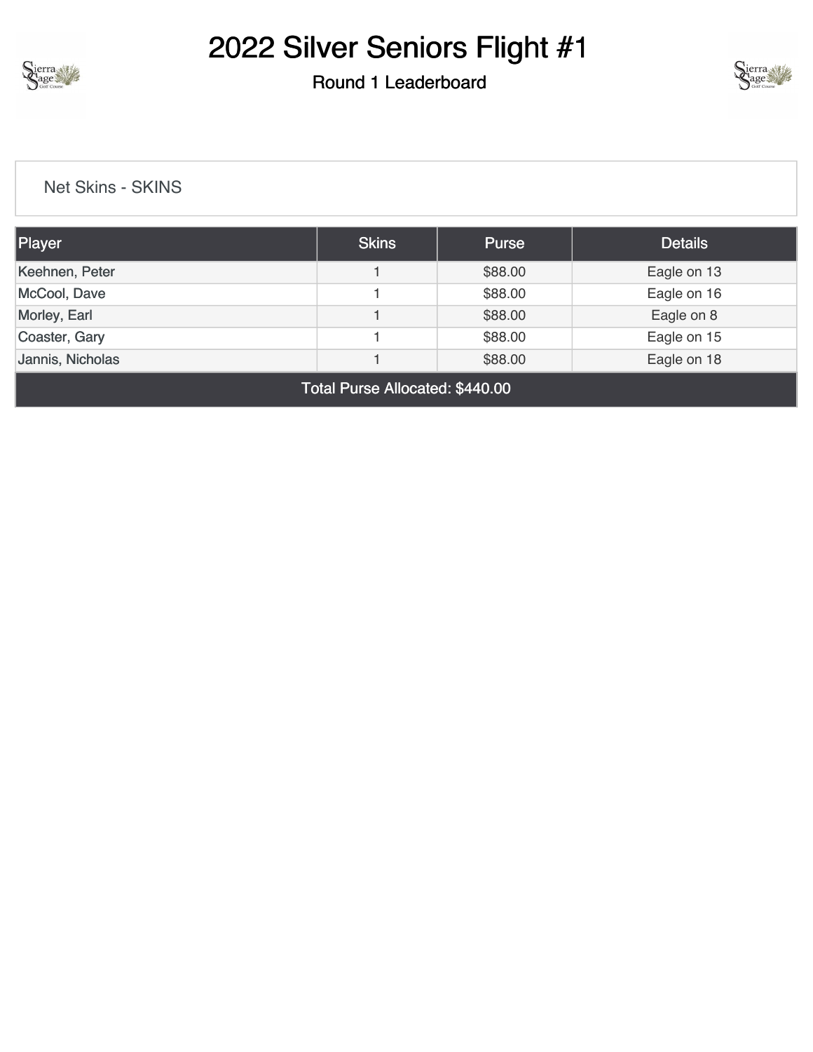# 2022 Silver Seniors Flight #1

## Round 1 Leaderboard

Net Skins - SKINS

| Player | Skins | Purse | Details |
| --- | --- | --- | --- |
| Keehnen, Peter | 1 | $88.00 | Eagle on 13 |
| McCool, Dave | 1 | $88.00 | Eagle on 16 |
| Morley, Earl | 1 | $88.00 | Eagle on 8 |
| Coaster, Gary | 1 | $88.00 | Eagle on 15 |
| Jannis, Nicholas | 1 | $88.00 | Eagle on 18 |
| Total Purse Allocated: $440.00 | | | |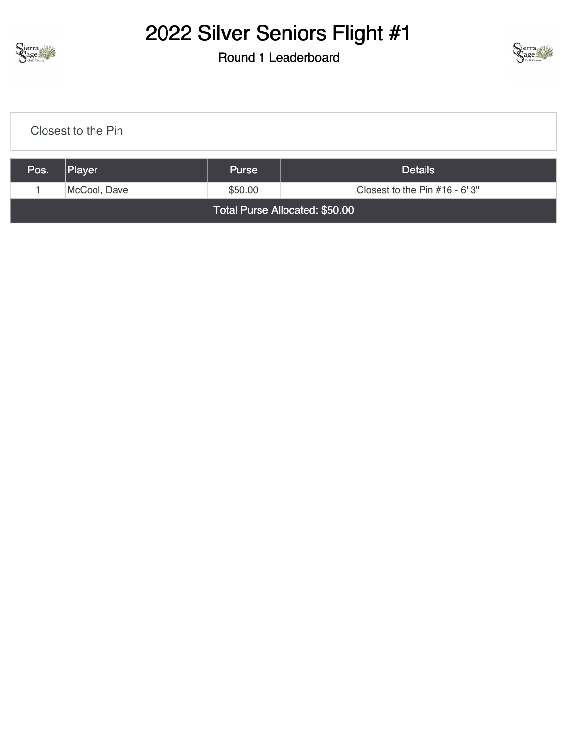# 2022 Silver Seniors Flight #1

## Round 1 Leaderboard

Closest to the Pin

| Pos. | Player | Purse | Details |
|---|---|---|---|
| 1 | McCool, Dave | $50.00 | Closest to the Pin #16 - 6' 3" |
| Total Purse Allocated: $50.00 | | | |